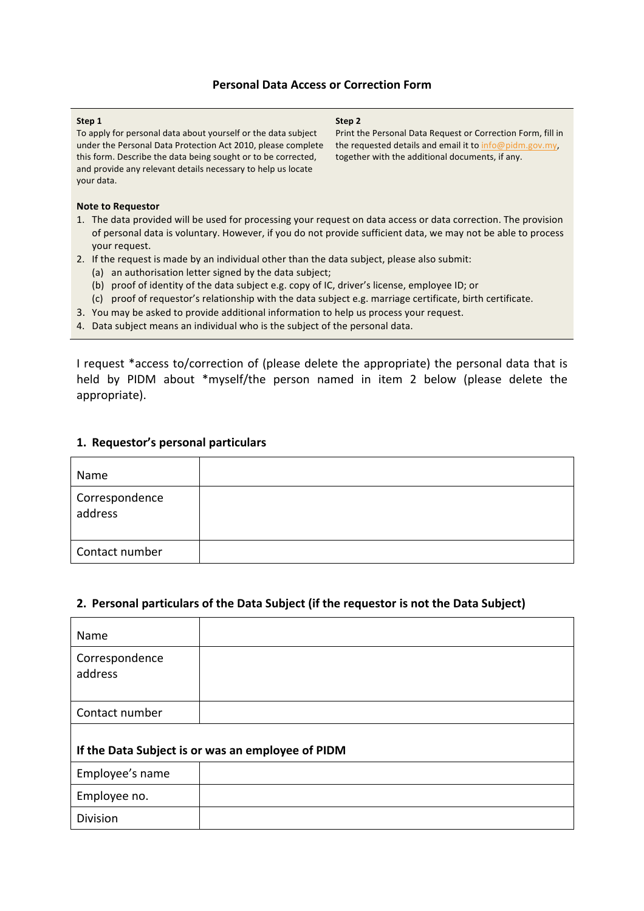# Personal Data Access or Correction Form

**Step 1**

To apply for personal data about yourself or the data subject under the Personal Data Protection Act 2010, please complete this form. Describe the data being sought or to be corrected, and provide any relevant details necessary to help us locate your data.

**Step 2**

Print the Personal Data Request or Correction Form, fill in the requested details and email it to info@pidm.gov.my, together with the additional documents, if any.

**Note to Requestor**

1. The data provided will be used for processing your request on data access or data correction. The provision of personal data is voluntary. However, if you do not provide sufficient data, we may not be able to process your request.
2. If the request is made by an individual other than the data subject, please also submit:
   (a) an authorisation letter signed by the data subject;
   (b) proof of identity of the data subject e.g. copy of IC, driver's license, employee ID; or
   (c) proof of requestor's relationship with the data subject e.g. marriage certificate, birth certificate.
3. You may be asked to provide additional information to help us process your request.
4. Data subject means an individual who is the subject of the personal data.

I request *access to/correction of (please delete the appropriate) the personal data that is held by PIDM about *myself/the person named in item 2 below (please delete the appropriate).

## 1. Requestor's personal particulars

| | |
|---|---|
| Name | |
| Correspondence address | |
| Contact number | |

## 2. Personal particulars of the Data Subject (if the requestor is not the Data Subject)

| | |
|---|---|
| Name | |
| Correspondence address | |
| Contact number | |
| **If the Data Subject is or was an employee of PIDM** | |
| Employee's name | |
| Employee no. | |
| Division | |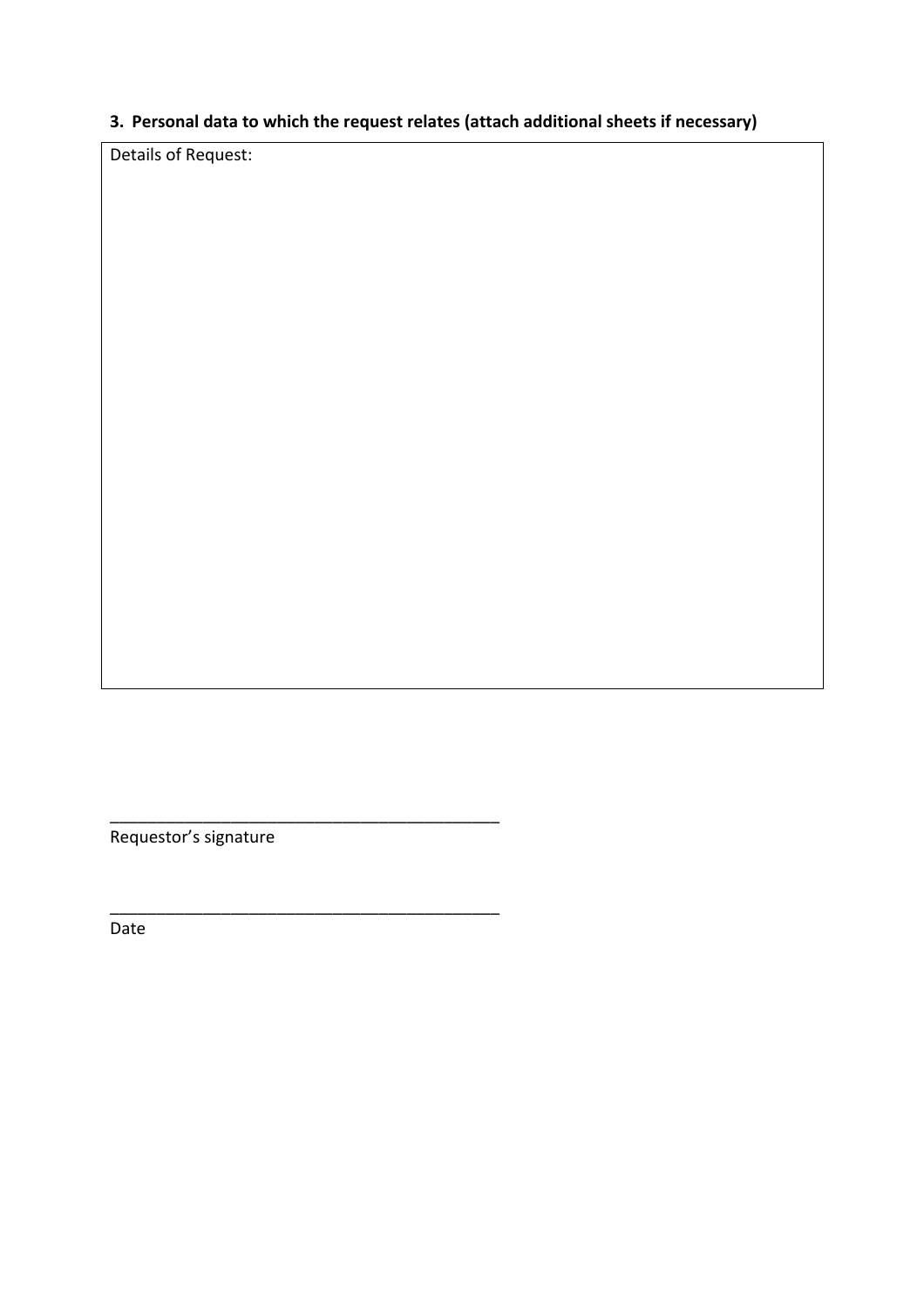### 3. Personal data to which the request relates (attach additional sheets if necessary)

| Details of Request: |
| --- |
| |

____________________________________________
Requestor's signature

____________________________________________
Date